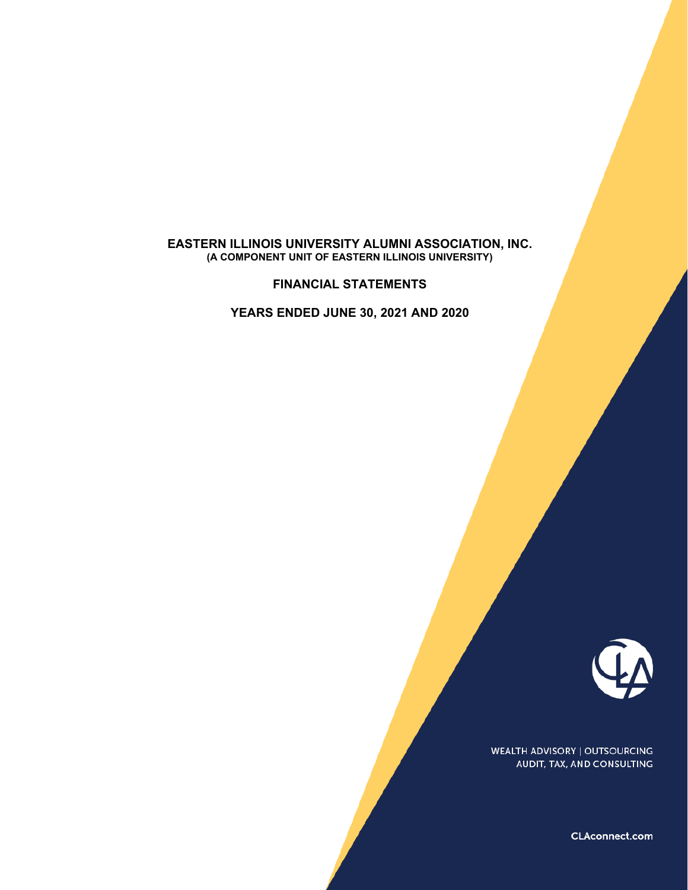# EASTERN ILLINOIS UNIVERSITY ALUMNI ASSOCIATION, INC.

**(A COMPONENT UNIT OF EASTERN ILLINOIS UNIVERSITY)**

## FINANCIAL STATEMENTS

## YEARS ENDED JUNE 30, 2021 AND 2020

WEALTH ADVISORY | OUTSOURCING
AUDIT, TAX, AND CONSULTING

CLAconnect.com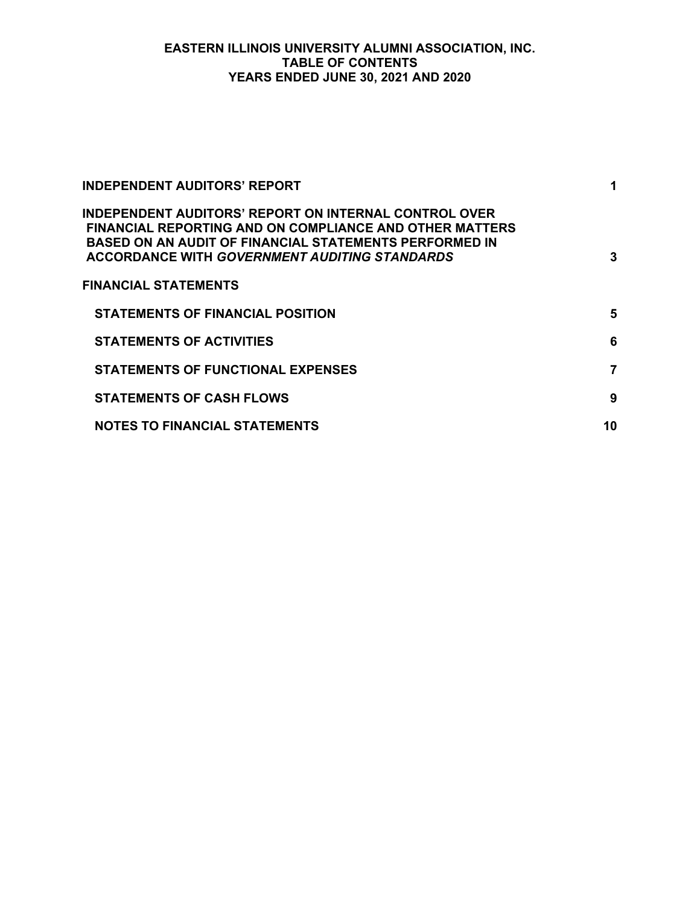# EASTERN ILLINOIS UNIVERSITY ALUMNI ASSOCIATION, INC.
## TABLE OF CONTENTS
## YEARS ENDED JUNE 30, 2021 AND 2020

| | |
|---|---|
| **INDEPENDENT AUDITORS' REPORT** | **1** |
| **INDEPENDENT AUDITORS' REPORT ON INTERNAL CONTROL OVER FINANCIAL REPORTING AND ON COMPLIANCE AND OTHER MATTERS BASED ON AN AUDIT OF FINANCIAL STATEMENTS PERFORMED IN ACCORDANCE WITH *GOVERNMENT AUDITING STANDARDS*** | **3** |
| **FINANCIAL STATEMENTS** | |
| **STATEMENTS OF FINANCIAL POSITION** | **5** |
| **STATEMENTS OF ACTIVITIES** | **6** |
| **STATEMENTS OF FUNCTIONAL EXPENSES** | **7** |
| **STATEMENTS OF CASH FLOWS** | **9** |
| **NOTES TO FINANCIAL STATEMENTS** | **10** |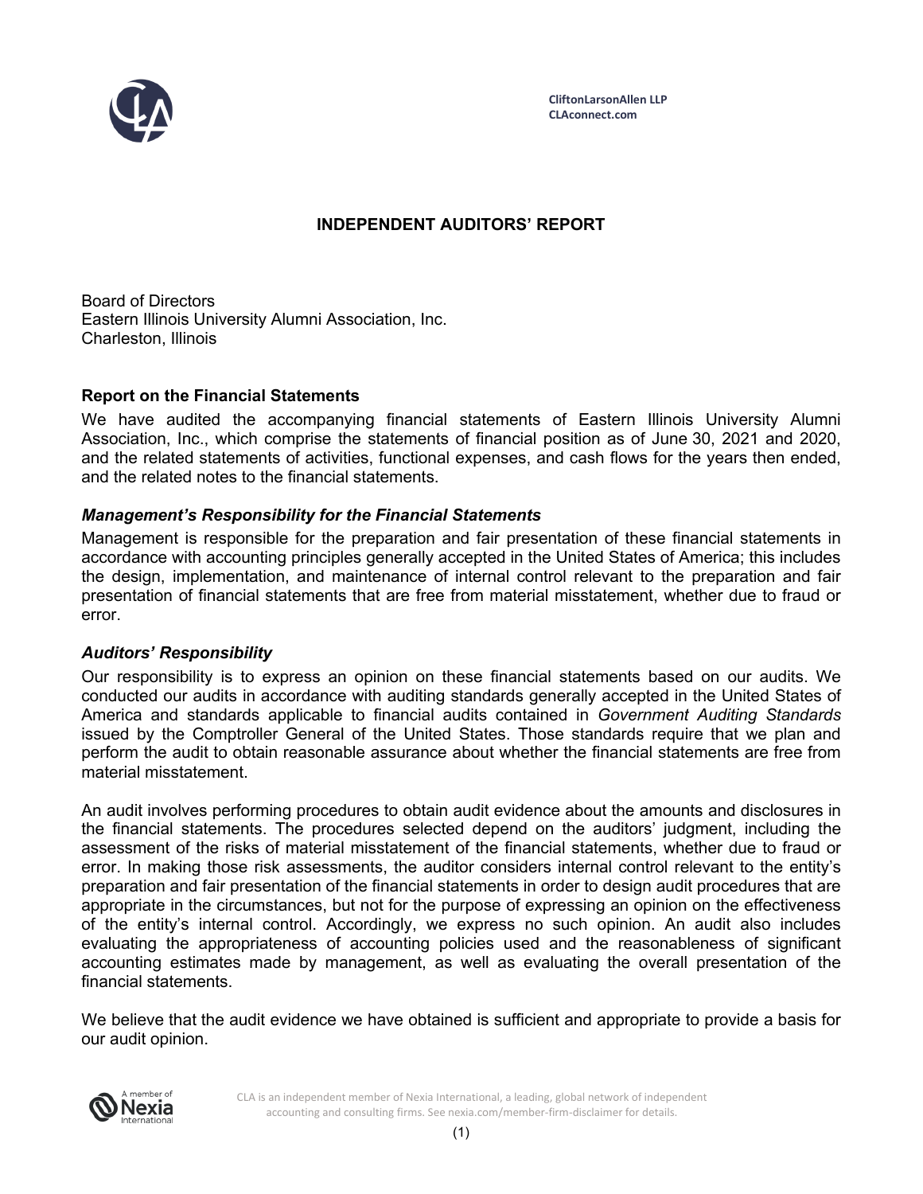CliftonLarsonAllen LLP
CLAconnect.com

# INDEPENDENT AUDITORS' REPORT

Board of Directors
Eastern Illinois University Alumni Association, Inc.
Charleston, Illinois

## Report on the Financial Statements

We have audited the accompanying financial statements of Eastern Illinois University Alumni Association, Inc., which comprise the statements of financial position as of June 30, 2021 and 2020, and the related statements of activities, functional expenses, and cash flows for the years then ended, and the related notes to the financial statements.

### *Management's Responsibility for the Financial Statements*

Management is responsible for the preparation and fair presentation of these financial statements in accordance with accounting principles generally accepted in the United States of America; this includes the design, implementation, and maintenance of internal control relevant to the preparation and fair presentation of financial statements that are free from material misstatement, whether due to fraud or error.

### *Auditors' Responsibility*

Our responsibility is to express an opinion on these financial statements based on our audits. We conducted our audits in accordance with auditing standards generally accepted in the United States of America and standards applicable to financial audits contained in *Government Auditing Standards* issued by the Comptroller General of the United States. Those standards require that we plan and perform the audit to obtain reasonable assurance about whether the financial statements are free from material misstatement.

An audit involves performing procedures to obtain audit evidence about the amounts and disclosures in the financial statements. The procedures selected depend on the auditors' judgment, including the assessment of the risks of material misstatement of the financial statements, whether due to fraud or error. In making those risk assessments, the auditor considers internal control relevant to the entity's preparation and fair presentation of the financial statements in order to design audit procedures that are appropriate in the circumstances, but not for the purpose of expressing an opinion on the effectiveness of the entity's internal control. Accordingly, we express no such opinion. An audit also includes evaluating the appropriateness of accounting policies used and the reasonableness of significant accounting estimates made by management, as well as evaluating the overall presentation of the financial statements.

We believe that the audit evidence we have obtained is sufficient and appropriate to provide a basis for our audit opinion.

CLA is an independent member of Nexia International, a leading, global network of independent accounting and consulting firms. See nexia.com/member-firm-disclaimer for details.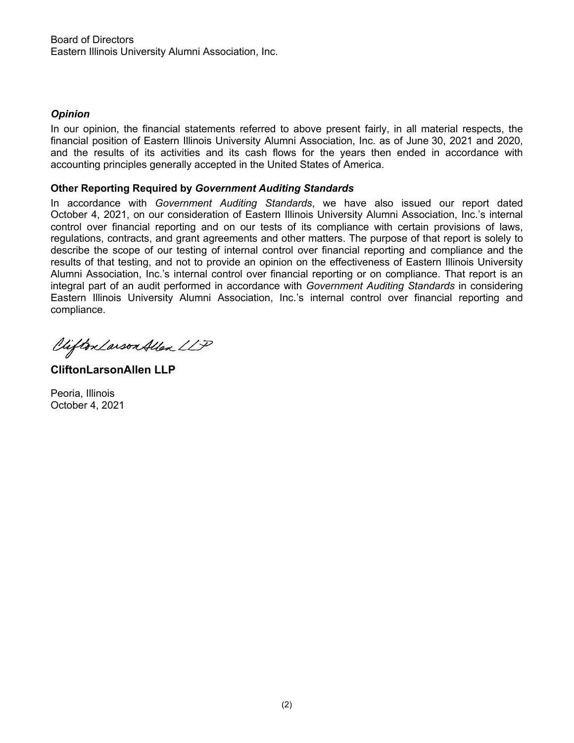Board of Directors
Eastern Illinois University Alumni Association, Inc.

### *Opinion*

In our opinion, the financial statements referred to above present fairly, in all material respects, the financial position of Eastern Illinois University Alumni Association, Inc. as of June 30, 2021 and 2020, and the results of its activities and its cash flows for the years then ended in accordance with accounting principles generally accepted in the United States of America.

### Other Reporting Required by *Government Auditing Standards*

In accordance with *Government Auditing Standards*, we have also issued our report dated October 4, 2021, on our consideration of Eastern Illinois University Alumni Association, Inc.'s internal control over financial reporting and on our tests of its compliance with certain provisions of laws, regulations, contracts, and grant agreements and other matters. The purpose of that report is solely to describe the scope of our testing of internal control over financial reporting and compliance and the results of that testing, and not to provide an opinion on the effectiveness of Eastern Illinois University Alumni Association, Inc.'s internal control over financial reporting or on compliance. That report is an integral part of an audit performed in accordance with *Government Auditing Standards* in considering Eastern Illinois University Alumni Association, Inc.'s internal control over financial reporting and compliance.

*CliftonLarsonAllen LLP*

**CliftonLarsonAllen LLP**

Peoria, Illinois
October 4, 2021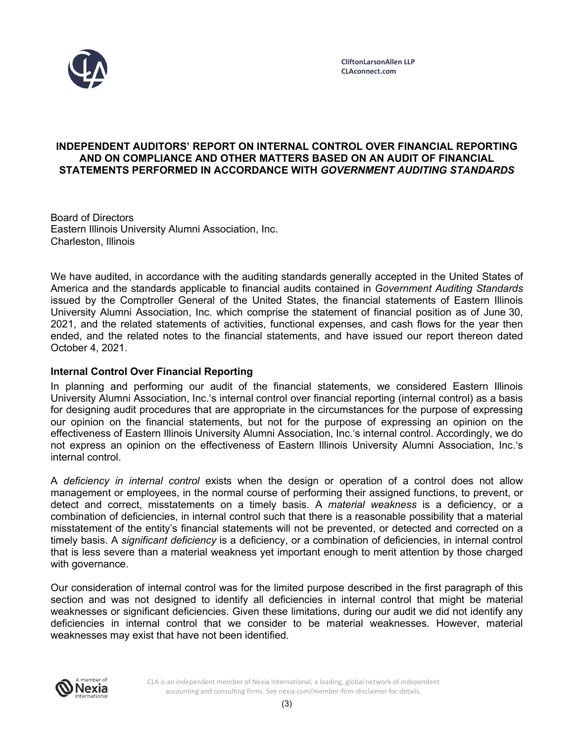CliftonLarsonAllen LLP
CLAconnect.com

# INDEPENDENT AUDITORS' REPORT ON INTERNAL CONTROL OVER FINANCIAL REPORTING AND ON COMPLIANCE AND OTHER MATTERS BASED ON AN AUDIT OF FINANCIAL STATEMENTS PERFORMED IN ACCORDANCE WITH *GOVERNMENT AUDITING STANDARDS*

Board of Directors
Eastern Illinois University Alumni Association, Inc.
Charleston, Illinois

We have audited, in accordance with the auditing standards generally accepted in the United States of America and the standards applicable to financial audits contained in *Government Auditing Standards* issued by the Comptroller General of the United States, the financial statements of Eastern Illinois University Alumni Association, Inc. which comprise the statement of financial position as of June 30, 2021, and the related statements of activities, functional expenses, and cash flows for the year then ended, and the related notes to the financial statements, and have issued our report thereon dated October 4, 2021.

## Internal Control Over Financial Reporting

In planning and performing our audit of the financial statements, we considered Eastern Illinois University Alumni Association, Inc.'s internal control over financial reporting (internal control) as a basis for designing audit procedures that are appropriate in the circumstances for the purpose of expressing our opinion on the financial statements, but not for the purpose of expressing an opinion on the effectiveness of Eastern Illinois University Alumni Association, Inc.'s internal control. Accordingly, we do not express an opinion on the effectiveness of Eastern Illinois University Alumni Association, Inc.'s internal control.

A *deficiency in internal control* exists when the design or operation of a control does not allow management or employees, in the normal course of performing their assigned functions, to prevent, or detect and correct, misstatements on a timely basis. A *material weakness* is a deficiency, or a combination of deficiencies, in internal control such that there is a reasonable possibility that a material misstatement of the entity's financial statements will not be prevented, or detected and corrected on a timely basis. A *significant deficiency* is a deficiency, or a combination of deficiencies, in internal control that is less severe than a material weakness yet important enough to merit attention by those charged with governance.

Our consideration of internal control was for the limited purpose described in the first paragraph of this section and was not designed to identify all deficiencies in internal control that might be material weaknesses or significant deficiencies. Given these limitations, during our audit we did not identify any deficiencies in internal control that we consider to be material weaknesses. However, material weaknesses may exist that have not been identified.

CLA is an independent member of Nexia International, a leading, global network of independent accounting and consulting firms. See nexia.com/member-firm-disclaimer for details.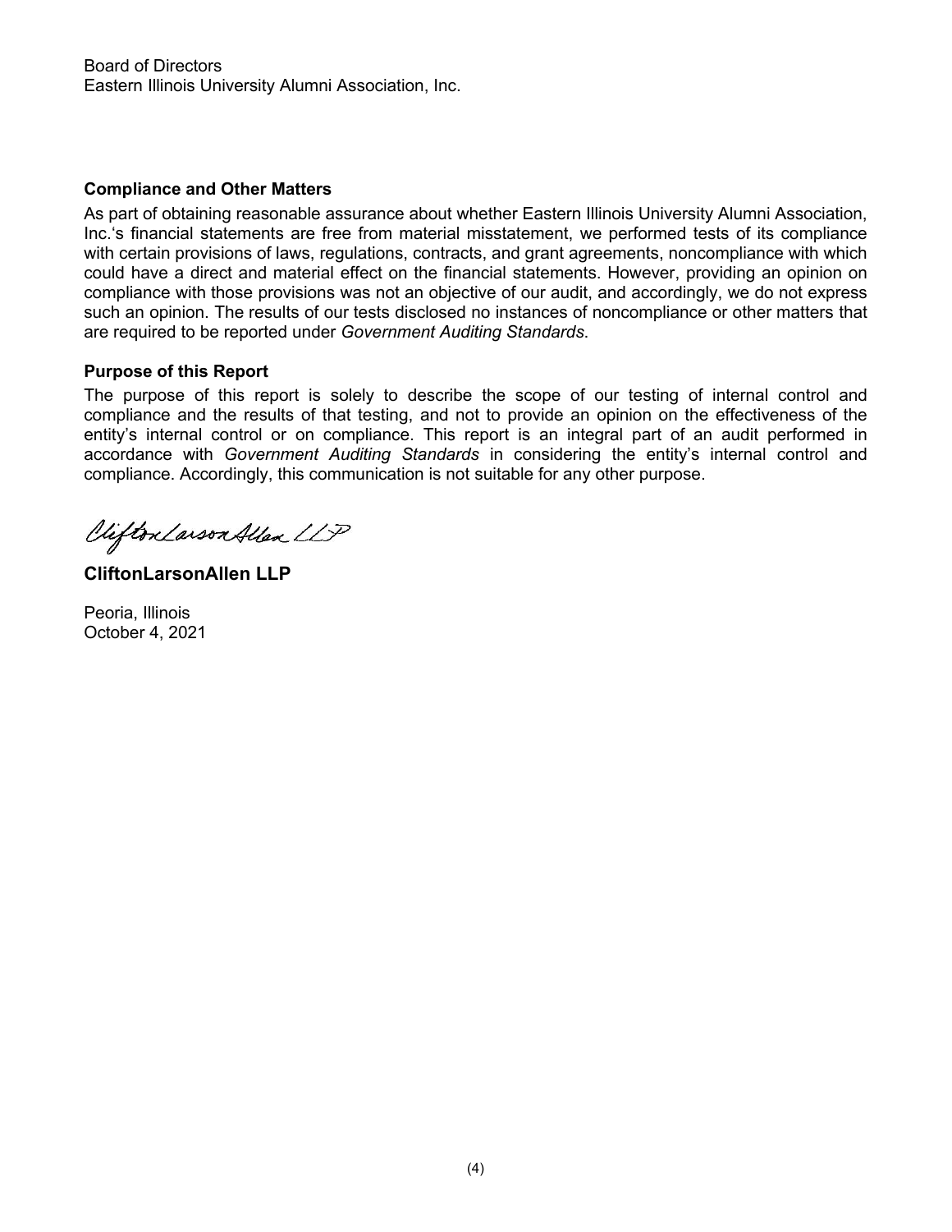Board of Directors
Eastern Illinois University Alumni Association, Inc.

**Compliance and Other Matters**

As part of obtaining reasonable assurance about whether Eastern Illinois University Alumni Association, Inc.'s financial statements are free from material misstatement, we performed tests of its compliance with certain provisions of laws, regulations, contracts, and grant agreements, noncompliance with which could have a direct and material effect on the financial statements. However, providing an opinion on compliance with those provisions was not an objective of our audit, and accordingly, we do not express such an opinion. The results of our tests disclosed no instances of noncompliance or other matters that are required to be reported under *Government Auditing Standards*.

**Purpose of this Report**

The purpose of this report is solely to describe the scope of our testing of internal control and compliance and the results of that testing, and not to provide an opinion on the effectiveness of the entity's internal control or on compliance. This report is an integral part of an audit performed in accordance with *Government Auditing Standards* in considering the entity's internal control and compliance. Accordingly, this communication is not suitable for any other purpose.

CliftonLarsonAllen LLP

**CliftonLarsonAllen LLP**

Peoria, Illinois
October 4, 2021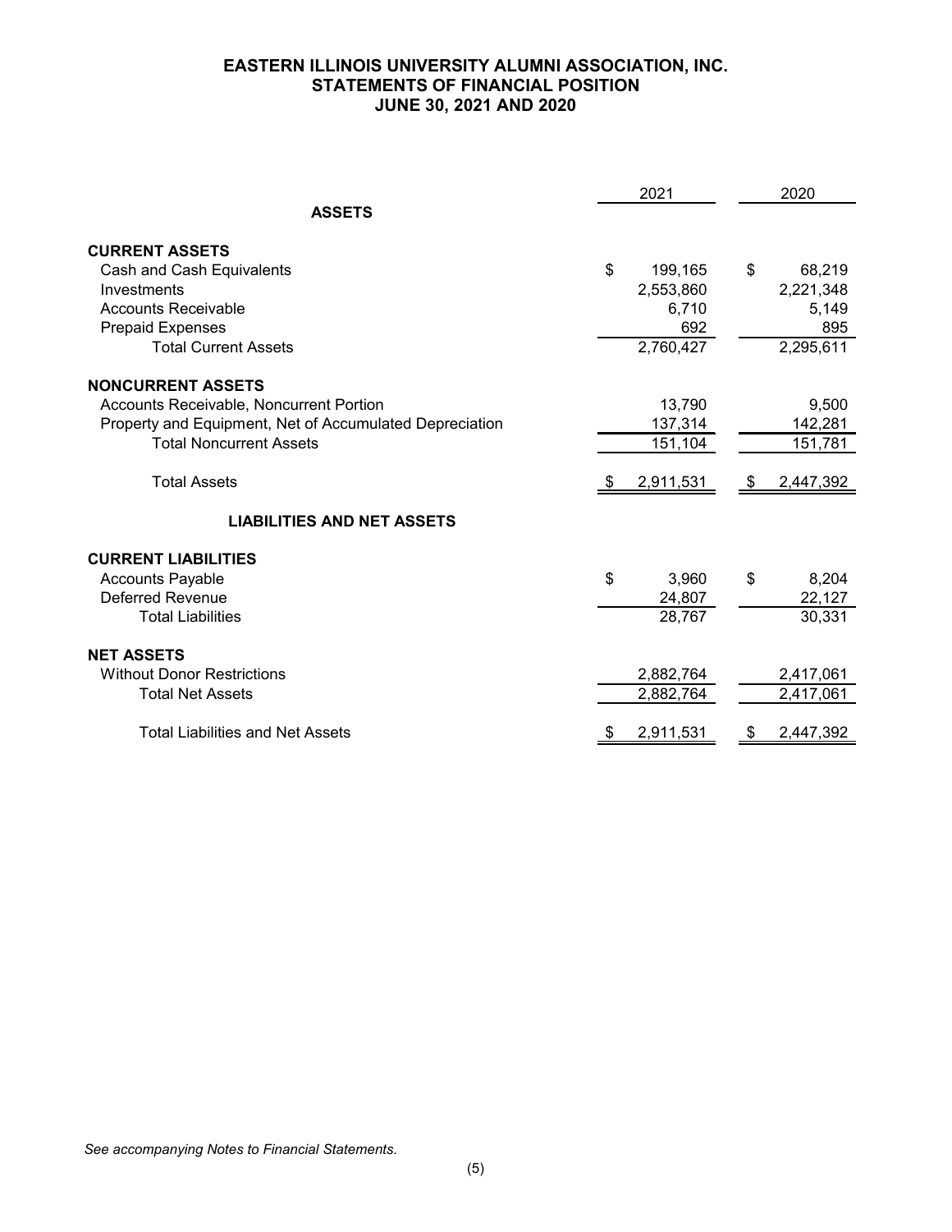# EASTERN ILLINOIS UNIVERSITY ALUMNI ASSOCIATION, INC.
## STATEMENTS OF FINANCIAL POSITION
## JUNE 30, 2021 AND 2020

| | 2021 | 2020 |
|---|---|---|
| **ASSETS** | | |
| **CURRENT ASSETS** | | |
| Cash and Cash Equivalents | $ 199,165 | $ 68,219 |
| Investments | 2,553,860 | 2,221,348 |
| Accounts Receivable | 6,710 | 5,149 |
| Prepaid Expenses | 692 | 895 |
| Total Current Assets | 2,760,427 | 2,295,611 |
| **NONCURRENT ASSETS** | | |
| Accounts Receivable, Noncurrent Portion | 13,790 | 9,500 |
| Property and Equipment, Net of Accumulated Depreciation | 137,314 | 142,281 |
| Total Noncurrent Assets | 151,104 | 151,781 |
| Total Assets | $ 2,911,531 | $ 2,447,392 |
| **LIABILITIES AND NET ASSETS** | | |
| **CURRENT LIABILITIES** | | |
| Accounts Payable | $ 3,960 | $ 8,204 |
| Deferred Revenue | 24,807 | 22,127 |
| Total Liabilities | 28,767 | 30,331 |
| **NET ASSETS** | | |
| Without Donor Restrictions | 2,882,764 | 2,417,061 |
| Total Net Assets | 2,882,764 | 2,417,061 |
| Total Liabilities and Net Assets | $ 2,911,531 | $ 2,447,392 |

*See accompanying Notes to Financial Statements.*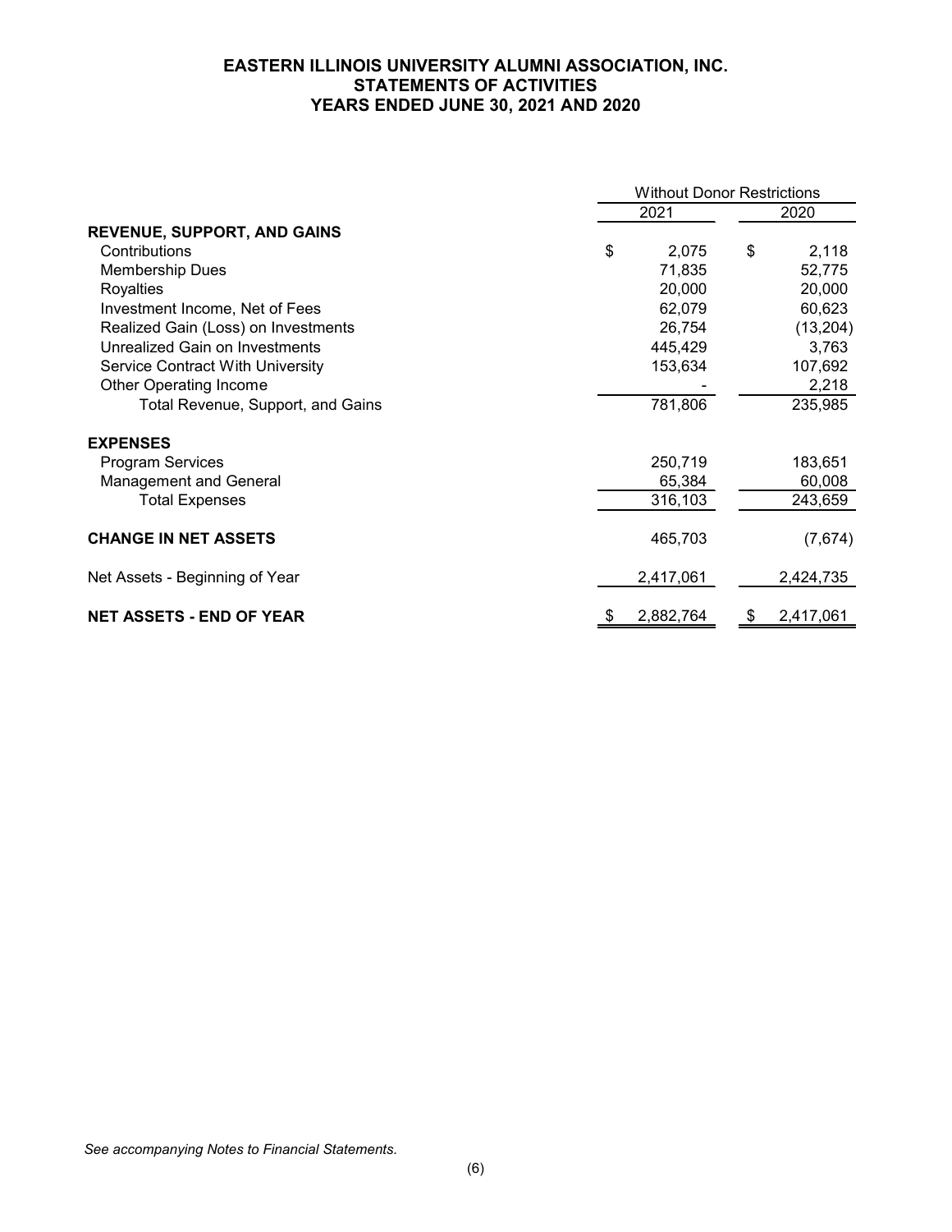# EASTERN ILLINOIS UNIVERSITY ALUMNI ASSOCIATION, INC.
## STATEMENTS OF ACTIVITIES
### YEARS ENDED JUNE 30, 2021 AND 2020

| | Without Donor Restrictions | |
|---|---|---|
| | 2021 | 2020 |
| **REVENUE, SUPPORT, AND GAINS** | | |
| Contributions | $ 2,075 | $ 2,118 |
| Membership Dues | 71,835 | 52,775 |
| Royalties | 20,000 | 20,000 |
| Investment Income, Net of Fees | 62,079 | 60,623 |
| Realized Gain (Loss) on Investments | 26,754 | (13,204) |
| Unrealized Gain on Investments | 445,429 | 3,763 |
| Service Contract With University | 153,634 | 107,692 |
| Other Operating Income | - | 2,218 |
| Total Revenue, Support, and Gains | 781,806 | 235,985 |
| **EXPENSES** | | |
| Program Services | 250,719 | 183,651 |
| Management and General | 65,384 | 60,008 |
| Total Expenses | 316,103 | 243,659 |
| **CHANGE IN NET ASSETS** | 465,703 | (7,674) |
| Net Assets - Beginning of Year | 2,417,061 | 2,424,735 |
| **NET ASSETS - END OF YEAR** | $ 2,882,764 | $ 2,417,061 |

*See accompanying Notes to Financial Statements.*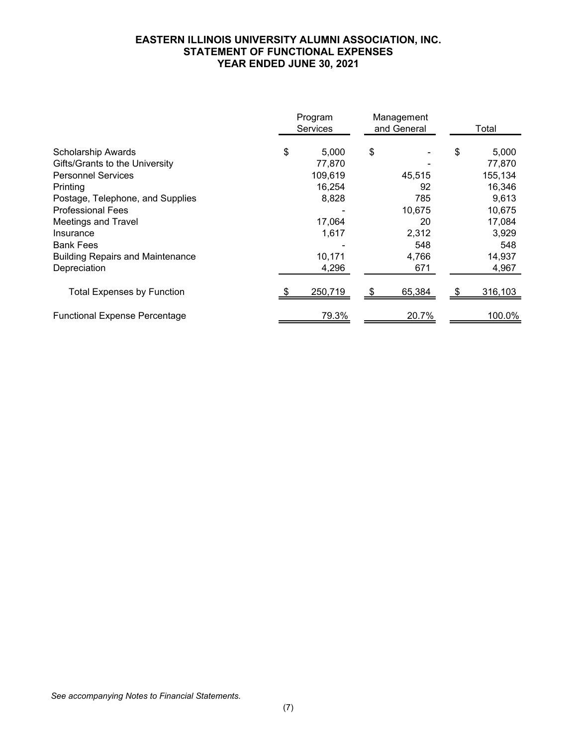# EASTERN ILLINOIS UNIVERSITY ALUMNI ASSOCIATION, INC.
## STATEMENT OF FUNCTIONAL EXPENSES
## YEAR ENDED JUNE 30, 2021

| | Program Services | Management and General | Total |
|---|---|---|---|
| Scholarship Awards | $ 5,000 | $ - | $ 5,000 |
| Gifts/Grants to the University | 77,870 | - | 77,870 |
| Personnel Services | 109,619 | 45,515 | 155,134 |
| Printing | 16,254 | 92 | 16,346 |
| Postage, Telephone, and Supplies | 8,828 | 785 | 9,613 |
| Professional Fees | - | 10,675 | 10,675 |
| Meetings and Travel | 17,064 | 20 | 17,084 |
| Insurance | 1,617 | 2,312 | 3,929 |
| Bank Fees | - | 548 | 548 |
| Building Repairs and Maintenance | 10,171 | 4,766 | 14,937 |
| Depreciation | 4,296 | 671 | 4,967 |
| Total Expenses by Function | $ 250,719 | $ 65,384 | $ 316,103 |
| Functional Expense Percentage | 79.3% | 20.7% | 100.0% |

*See accompanying Notes to Financial Statements.*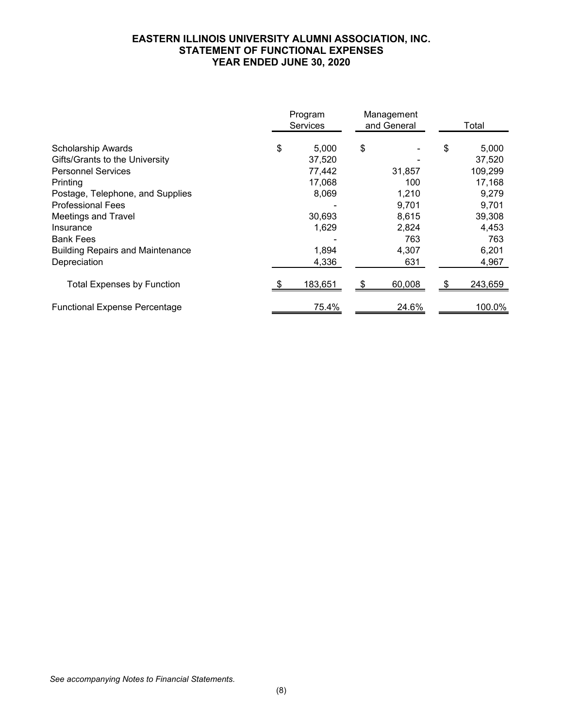**EASTERN ILLINOIS UNIVERSITY ALUMNI ASSOCIATION, INC.**
**STATEMENT OF FUNCTIONAL EXPENSES**
**YEAR ENDED JUNE 30, 2020**

| | Program Services | Management and General | Total |
|---|---|---|---|
| Scholarship Awards | $ 5,000 | $ - | $ 5,000 |
| Gifts/Grants to the University | 37,520 | - | 37,520 |
| Personnel Services | 77,442 | 31,857 | 109,299 |
| Printing | 17,068 | 100 | 17,168 |
| Postage, Telephone, and Supplies | 8,069 | 1,210 | 9,279 |
| Professional Fees | - | 9,701 | 9,701 |
| Meetings and Travel | 30,693 | 8,615 | 39,308 |
| Insurance | 1,629 | 2,824 | 4,453 |
| Bank Fees | - | 763 | 763 |
| Building Repairs and Maintenance | 1,894 | 4,307 | 6,201 |
| Depreciation | 4,336 | 631 | 4,967 |
| Total Expenses by Function | $ 183,651 | $ 60,008 | $ 243,659 |
| Functional Expense Percentage | 75.4% | 24.6% | 100.0% |

*See accompanying Notes to Financial Statements.*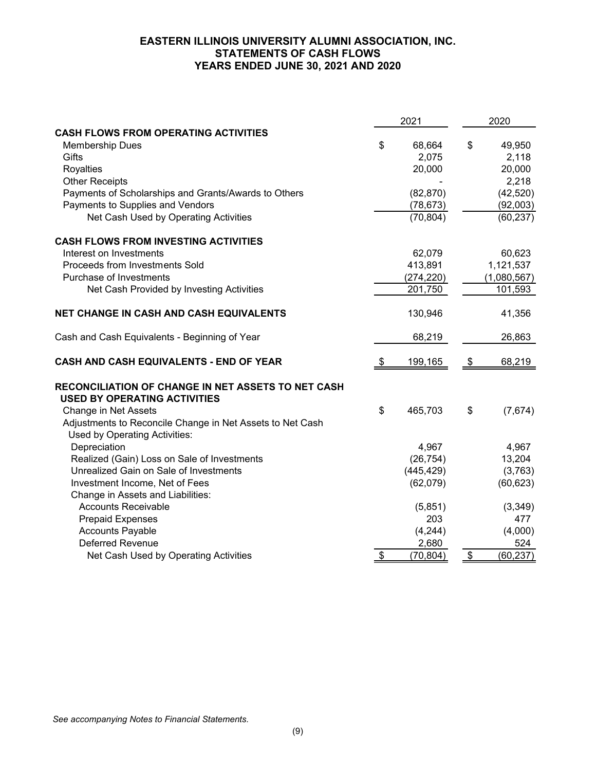# EASTERN ILLINOIS UNIVERSITY ALUMNI ASSOCIATION, INC.
## STATEMENTS OF CASH FLOWS
## YEARS ENDED JUNE 30, 2021 AND 2020

| | 2021 | 2020 |
|---|---|---|
| **CASH FLOWS FROM OPERATING ACTIVITIES** | | |
| Membership Dues | $ 68,664 | $ 49,950 |
| Gifts | 2,075 | 2,118 |
| Royalties | 20,000 | 20,000 |
| Other Receipts | - | 2,218 |
| Payments of Scholarships and Grants/Awards to Others | (82,870) | (42,520) |
| Payments to Supplies and Vendors | (78,673) | (92,003) |
| Net Cash Used by Operating Activities | (70,804) | (60,237) |
| **CASH FLOWS FROM INVESTING ACTIVITIES** | | |
| Interest on Investments | 62,079 | 60,623 |
| Proceeds from Investments Sold | 413,891 | 1,121,537 |
| Purchase of Investments | (274,220) | (1,080,567) |
| Net Cash Provided by Investing Activities | 201,750 | 101,593 |
| **NET CHANGE IN CASH AND CASH EQUIVALENTS** | 130,946 | 41,356 |
| Cash and Cash Equivalents - Beginning of Year | 68,219 | 26,863 |
| **CASH AND CASH EQUIVALENTS - END OF YEAR** | $ 199,165 | $ 68,219 |
| **RECONCILIATION OF CHANGE IN NET ASSETS TO NET CASH USED BY OPERATING ACTIVITIES** | | |
| Change in Net Assets | $ 465,703 | $ (7,674) |
| Adjustments to Reconcile Change in Net Assets to Net Cash Used by Operating Activities: | | |
| Depreciation | 4,967 | 4,967 |
| Realized (Gain) Loss on Sale of Investments | (26,754) | 13,204 |
| Unrealized Gain on Sale of Investments | (445,429) | (3,763) |
| Investment Income, Net of Fees | (62,079) | (60,623) |
| Change in Assets and Liabilities: | | |
| Accounts Receivable | (5,851) | (3,349) |
| Prepaid Expenses | 203 | 477 |
| Accounts Payable | (4,244) | (4,000) |
| Deferred Revenue | 2,680 | 524 |
| Net Cash Used by Operating Activities | $ (70,804) | $ (60,237) |

*See accompanying Notes to Financial Statements.*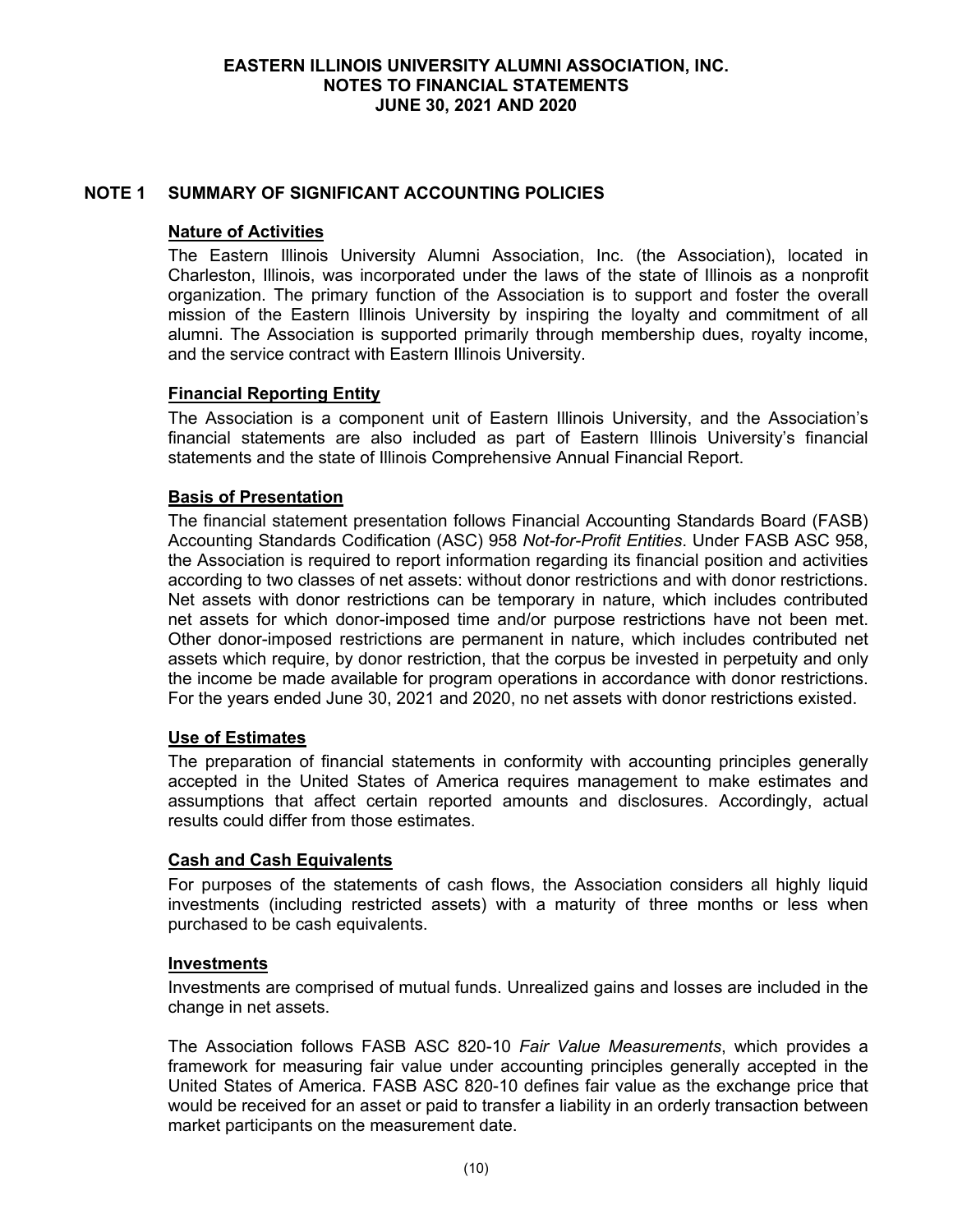# EASTERN ILLINOIS UNIVERSITY ALUMNI ASSOCIATION, INC.
# NOTES TO FINANCIAL STATEMENTS
# JUNE 30, 2021 AND 2020

## NOTE 1 SUMMARY OF SIGNIFICANT ACCOUNTING POLICIES

### Nature of Activities

The Eastern Illinois University Alumni Association, Inc. (the Association), located in Charleston, Illinois, was incorporated under the laws of the state of Illinois as a nonprofit organization. The primary function of the Association is to support and foster the overall mission of the Eastern Illinois University by inspiring the loyalty and commitment of all alumni. The Association is supported primarily through membership dues, royalty income, and the service contract with Eastern Illinois University.

### Financial Reporting Entity

The Association is a component unit of Eastern Illinois University, and the Association's financial statements are also included as part of Eastern Illinois University's financial statements and the state of Illinois Comprehensive Annual Financial Report.

### Basis of Presentation

The financial statement presentation follows Financial Accounting Standards Board (FASB) Accounting Standards Codification (ASC) 958 *Not-for-Profit Entities*. Under FASB ASC 958, the Association is required to report information regarding its financial position and activities according to two classes of net assets: without donor restrictions and with donor restrictions. Net assets with donor restrictions can be temporary in nature, which includes contributed net assets for which donor-imposed time and/or purpose restrictions have not been met. Other donor-imposed restrictions are permanent in nature, which includes contributed net assets which require, by donor restriction, that the corpus be invested in perpetuity and only the income be made available for program operations in accordance with donor restrictions. For the years ended June 30, 2021 and 2020, no net assets with donor restrictions existed.

### Use of Estimates

The preparation of financial statements in conformity with accounting principles generally accepted in the United States of America requires management to make estimates and assumptions that affect certain reported amounts and disclosures. Accordingly, actual results could differ from those estimates.

### Cash and Cash Equivalents

For purposes of the statements of cash flows, the Association considers all highly liquid investments (including restricted assets) with a maturity of three months or less when purchased to be cash equivalents.

### Investments

Investments are comprised of mutual funds. Unrealized gains and losses are included in the change in net assets.

The Association follows FASB ASC 820-10 *Fair Value Measurements*, which provides a framework for measuring fair value under accounting principles generally accepted in the United States of America. FASB ASC 820-10 defines fair value as the exchange price that would be received for an asset or paid to transfer a liability in an orderly transaction between market participants on the measurement date.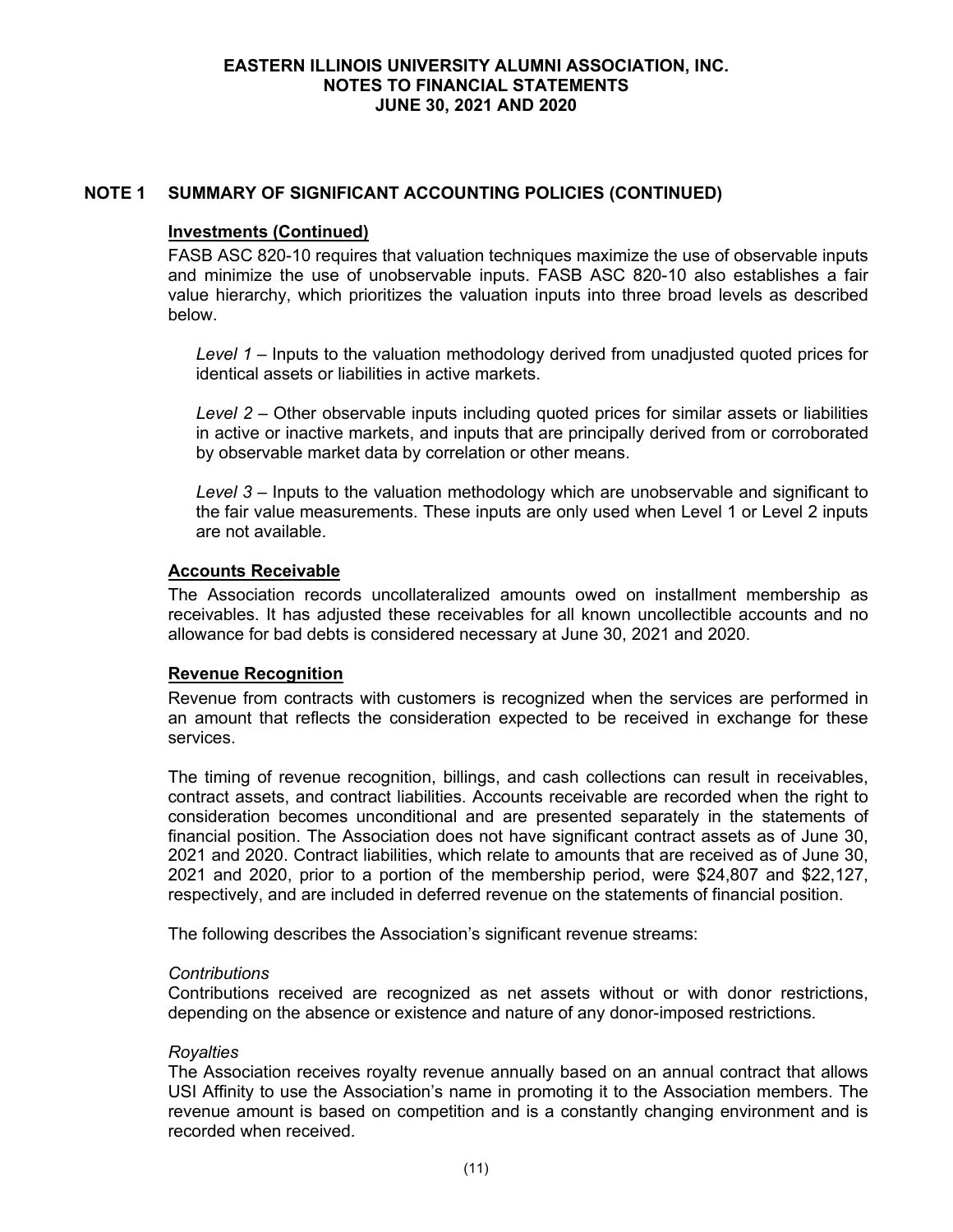## NOTE 1 SUMMARY OF SIGNIFICANT ACCOUNTING POLICIES (CONTINUED)

### Investments (Continued)

FASB ASC 820-10 requires that valuation techniques maximize the use of observable inputs and minimize the use of unobservable inputs. FASB ASC 820-10 also establishes a fair value hierarchy, which prioritizes the valuation inputs into three broad levels as described below.

*Level 1* – Inputs to the valuation methodology derived from unadjusted quoted prices for identical assets or liabilities in active markets.

*Level 2* – Other observable inputs including quoted prices for similar assets or liabilities in active or inactive markets, and inputs that are principally derived from or corroborated by observable market data by correlation or other means.

*Level 3* – Inputs to the valuation methodology which are unobservable and significant to the fair value measurements. These inputs are only used when Level 1 or Level 2 inputs are not available.

### Accounts Receivable

The Association records uncollateralized amounts owed on installment membership as receivables. It has adjusted these receivables for all known uncollectible accounts and no allowance for bad debts is considered necessary at June 30, 2021 and 2020.

### Revenue Recognition

Revenue from contracts with customers is recognized when the services are performed in an amount that reflects the consideration expected to be received in exchange for these services.

The timing of revenue recognition, billings, and cash collections can result in receivables, contract assets, and contract liabilities. Accounts receivable are recorded when the right to consideration becomes unconditional and are presented separately in the statements of financial position. The Association does not have significant contract assets as of June 30, 2021 and 2020. Contract liabilities, which relate to amounts that are received as of June 30, 2021 and 2020, prior to a portion of the membership period, were $24,807 and $22,127, respectively, and are included in deferred revenue on the statements of financial position.

The following describes the Association's significant revenue streams:

*Contributions*

Contributions received are recognized as net assets without or with donor restrictions, depending on the absence or existence and nature of any donor-imposed restrictions.

*Royalties*

The Association receives royalty revenue annually based on an annual contract that allows USI Affinity to use the Association's name in promoting it to the Association members. The revenue amount is based on competition and is a constantly changing environment and is recorded when received.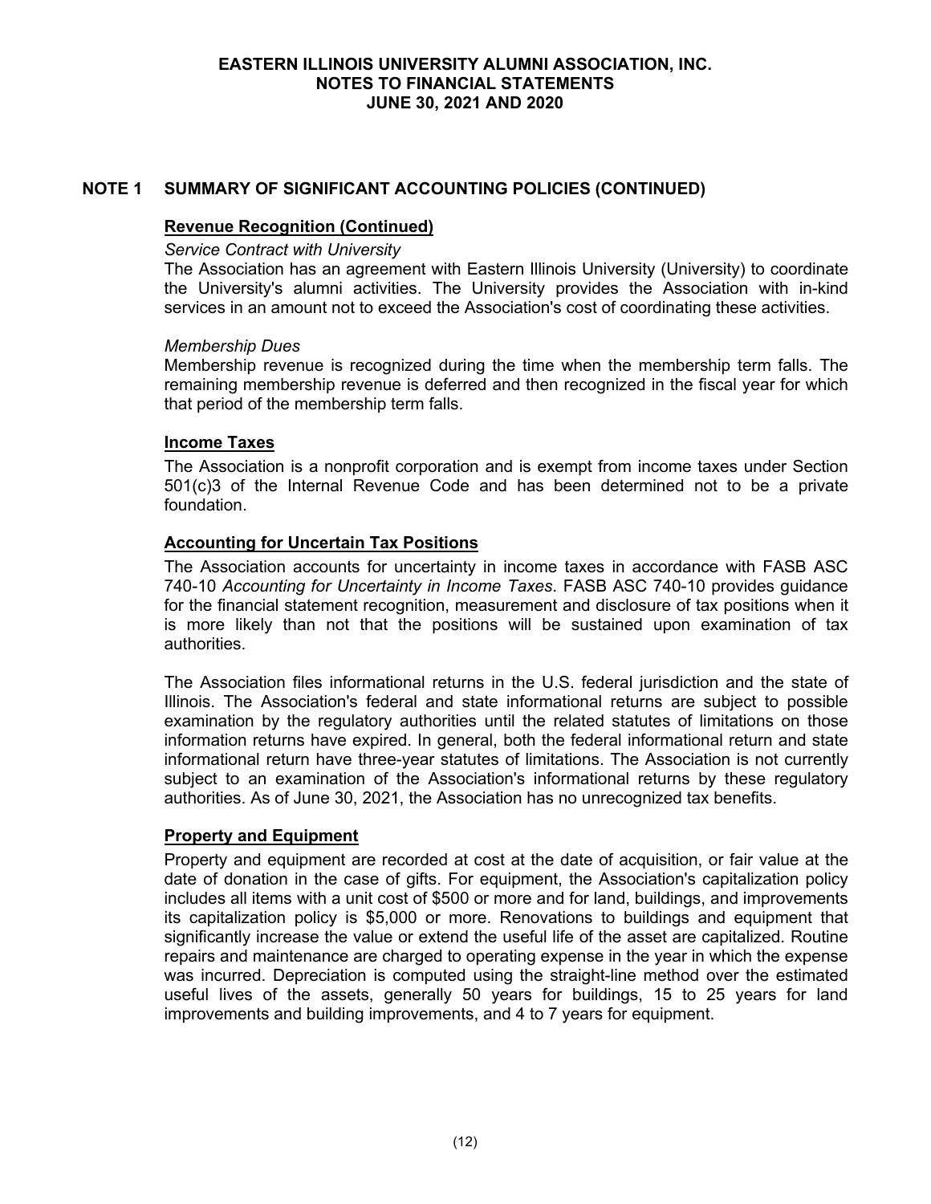## NOTE 1 SUMMARY OF SIGNIFICANT ACCOUNTING POLICIES (CONTINUED)

### Revenue Recognition (Continued)

*Service Contract with University*
The Association has an agreement with Eastern Illinois University (University) to coordinate the University's alumni activities. The University provides the Association with in-kind services in an amount not to exceed the Association's cost of coordinating these activities.

*Membership Dues*
Membership revenue is recognized during the time when the membership term falls. The remaining membership revenue is deferred and then recognized in the fiscal year for which that period of the membership term falls.

### Income Taxes

The Association is a nonprofit corporation and is exempt from income taxes under Section 501(c)3 of the Internal Revenue Code and has been determined not to be a private foundation.

### Accounting for Uncertain Tax Positions

The Association accounts for uncertainty in income taxes in accordance with FASB ASC 740-10 *Accounting for Uncertainty in Income Taxes*. FASB ASC 740-10 provides guidance for the financial statement recognition, measurement and disclosure of tax positions when it is more likely than not that the positions will be sustained upon examination of tax authorities.

The Association files informational returns in the U.S. federal jurisdiction and the state of Illinois. The Association's federal and state informational returns are subject to possible examination by the regulatory authorities until the related statutes of limitations on those information returns have expired. In general, both the federal informational return and state informational return have three-year statutes of limitations. The Association is not currently subject to an examination of the Association's informational returns by these regulatory authorities. As of June 30, 2021, the Association has no unrecognized tax benefits.

### Property and Equipment

Property and equipment are recorded at cost at the date of acquisition, or fair value at the date of donation in the case of gifts. For equipment, the Association's capitalization policy includes all items with a unit cost of $500 or more and for land, buildings, and improvements its capitalization policy is $5,000 or more. Renovations to buildings and equipment that significantly increase the value or extend the useful life of the asset are capitalized. Routine repairs and maintenance are charged to operating expense in the year in which the expense was incurred. Depreciation is computed using the straight-line method over the estimated useful lives of the assets, generally 50 years for buildings, 15 to 25 years for land improvements and building improvements, and 4 to 7 years for equipment.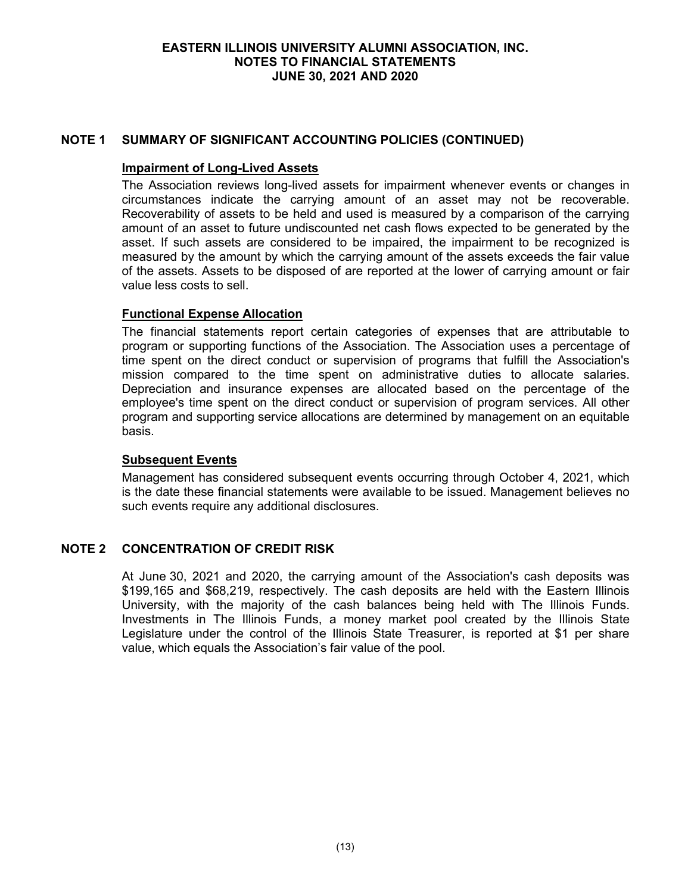## NOTE 1 SUMMARY OF SIGNIFICANT ACCOUNTING POLICIES (CONTINUED)

### Impairment of Long-Lived Assets

The Association reviews long-lived assets for impairment whenever events or changes in circumstances indicate the carrying amount of an asset may not be recoverable. Recoverability of assets to be held and used is measured by a comparison of the carrying amount of an asset to future undiscounted net cash flows expected to be generated by the asset. If such assets are considered to be impaired, the impairment to be recognized is measured by the amount by which the carrying amount of the assets exceeds the fair value of the assets. Assets to be disposed of are reported at the lower of carrying amount or fair value less costs to sell.

### Functional Expense Allocation

The financial statements report certain categories of expenses that are attributable to program or supporting functions of the Association. The Association uses a percentage of time spent on the direct conduct or supervision of programs that fulfill the Association's mission compared to the time spent on administrative duties to allocate salaries. Depreciation and insurance expenses are allocated based on the percentage of the employee's time spent on the direct conduct or supervision of program services. All other program and supporting service allocations are determined by management on an equitable basis.

### Subsequent Events

Management has considered subsequent events occurring through October 4, 2021, which is the date these financial statements were available to be issued. Management believes no such events require any additional disclosures.

## NOTE 2 CONCENTRATION OF CREDIT RISK

At June 30, 2021 and 2020, the carrying amount of the Association's cash deposits was $199,165 and $68,219, respectively. The cash deposits are held with the Eastern Illinois University, with the majority of the cash balances being held with The Illinois Funds. Investments in The Illinois Funds, a money market pool created by the Illinois State Legislature under the control of the Illinois State Treasurer, is reported at $1 per share value, which equals the Association's fair value of the pool.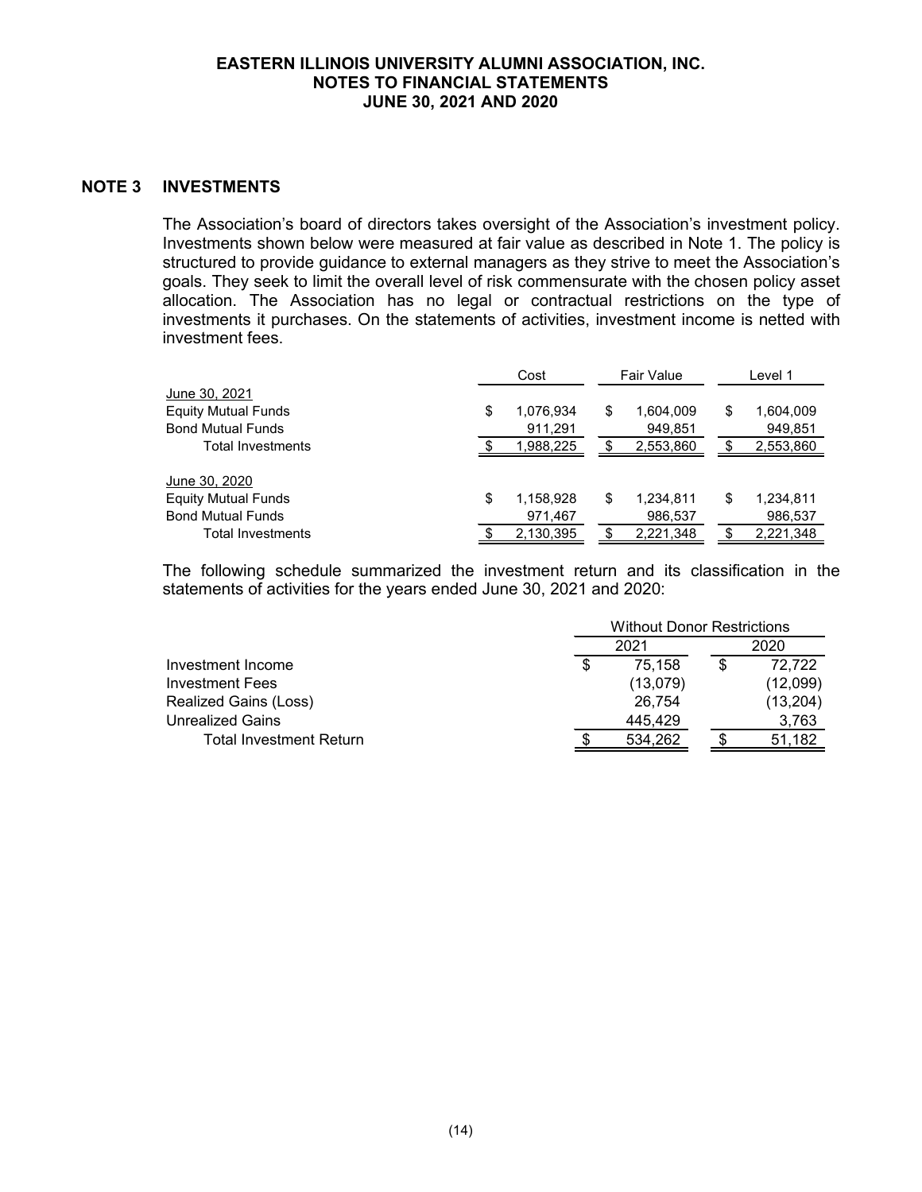## NOTE 3 INVESTMENTS

The Association's board of directors takes oversight of the Association's investment policy. Investments shown below were measured at fair value as described in Note 1. The policy is structured to provide guidance to external managers as they strive to meet the Association's goals. They seek to limit the overall level of risk commensurate with the chosen policy asset allocation. The Association has no legal or contractual restrictions on the type of investments it purchases. On the statements of activities, investment income is netted with investment fees.

| | Cost | Fair Value | Level 1 |
|---|---|---|---|
| June 30, 2021 | | | |
| Equity Mutual Funds | $ 1,076,934 | $ 1,604,009 | $ 1,604,009 |
| Bond Mutual Funds | 911,291 | 949,851 | 949,851 |
| Total Investments | $ 1,988,225 | $ 2,553,860 | $ 2,553,860 |
| June 30, 2020 | | | |
| Equity Mutual Funds | $ 1,158,928 | $ 1,234,811 | $ 1,234,811 |
| Bond Mutual Funds | 971,467 | 986,537 | 986,537 |
| Total Investments | $ 2,130,395 | $ 2,221,348 | $ 2,221,348 |

The following schedule summarized the investment return and its classification in the statements of activities for the years ended June 30, 2021 and 2020:

| | Without Donor Restrictions | |
|---|---|---|
| | 2021 | 2020 |
| Investment Income | $ 75,158 | $ 72,722 |
| Investment Fees | (13,079) | (12,099) |
| Realized Gains (Loss) | 26,754 | (13,204) |
| Unrealized Gains | 445,429 | 3,763 |
| Total Investment Return | $ 534,262 | $ 51,182 |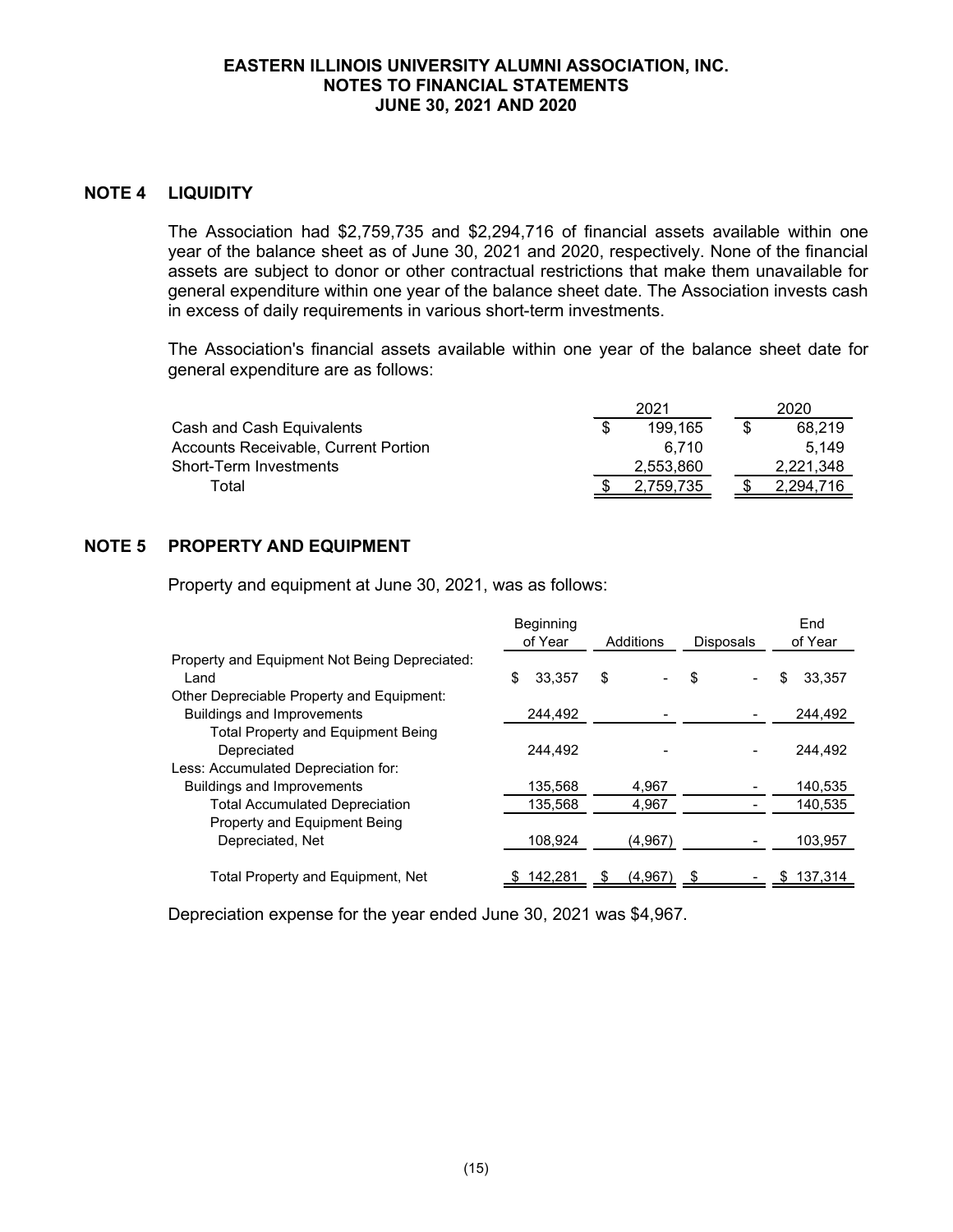## NOTE 4 LIQUIDITY

The Association had $2,759,735 and $2,294,716 of financial assets available within one year of the balance sheet as of June 30, 2021 and 2020, respectively. None of the financial assets are subject to donor or other contractual restrictions that make them unavailable for general expenditure within one year of the balance sheet date. The Association invests cash in excess of daily requirements in various short-term investments.

The Association's financial assets available within one year of the balance sheet date for general expenditure are as follows:

| | 2021 | 2020 |
|---|---|---|
| Cash and Cash Equivalents | $ 199,165 | $ 68,219 |
| Accounts Receivable, Current Portion | 6,710 | 5,149 |
| Short-Term Investments | 2,553,860 | 2,221,348 |
| Total | $ 2,759,735 | $ 2,294,716 |

## NOTE 5 PROPERTY AND EQUIPMENT

Property and equipment at June 30, 2021, was as follows:

| | Beginning of Year | Additions | Disposals | End of Year |
|---|---|---|---|---|
| Property and Equipment Not Being Depreciated: | | | | |
| Land | $ 33,357 | $ - | $ - | $ 33,357 |
| Other Depreciable Property and Equipment: | | | | |
| Buildings and Improvements | 244,492 | - | - | 244,492 |
| Total Property and Equipment Being Depreciated | 244,492 | - | - | 244,492 |
| Less: Accumulated Depreciation for: | | | | |
| Buildings and Improvements | 135,568 | 4,967 | - | 140,535 |
| Total Accumulated Depreciation | 135,568 | 4,967 | - | 140,535 |
| Property and Equipment Being Depreciated, Net | 108,924 | (4,967) | - | 103,957 |
| Total Property and Equipment, Net | $ 142,281 | $ (4,967) | $ - | $ 137,314 |

Depreciation expense for the year ended June 30, 2021 was $4,967.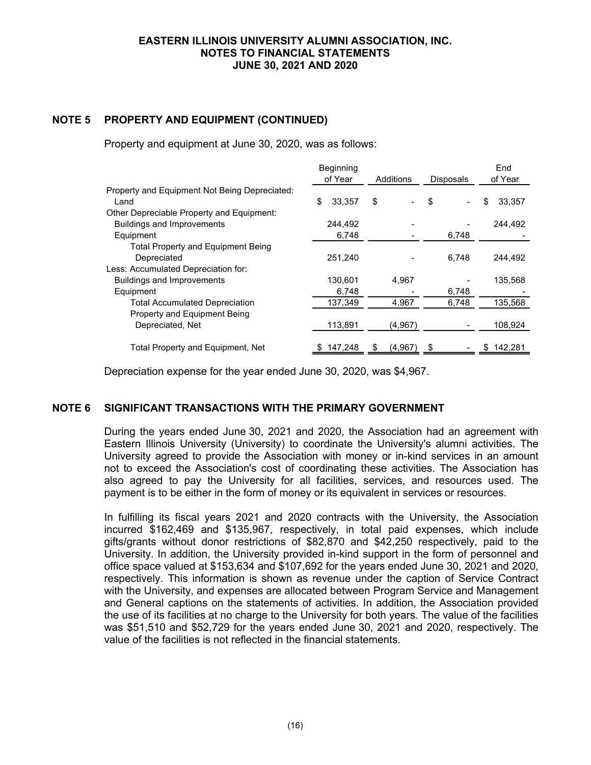## NOTE 5 PROPERTY AND EQUIPMENT (CONTINUED)

Property and equipment at June 30, 2020, was as follows:

| | Beginning of Year | Additions | Disposals | End of Year |
|---|---|---|---|---|
| Property and Equipment Not Being Depreciated: | | | | |
| Land | $ 33,357 | $ - | $ - | $ 33,357 |
| Other Depreciable Property and Equipment: | | | | |
| Buildings and Improvements | 244,492 | - | - | 244,492 |
| Equipment | 6,748 | - | 6,748 | - |
| Total Property and Equipment Being Depreciated | 251,240 | - | 6,748 | 244,492 |
| Less: Accumulated Depreciation for: | | | | |
| Buildings and Improvements | 130,601 | 4,967 | - | 135,568 |
| Equipment | 6,748 | - | 6,748 | - |
| Total Accumulated Depreciation | 137,349 | 4,967 | 6,748 | 135,568 |
| Property and Equipment Being Depreciated, Net | 113,891 | (4,967) | - | 108,924 |
| Total Property and Equipment, Net | $ 147,248 | $ (4,967) | $ - | $ 142,281 |

Depreciation expense for the year ended June 30, 2020, was $4,967.

## NOTE 6 SIGNIFICANT TRANSACTIONS WITH THE PRIMARY GOVERNMENT

During the years ended June 30, 2021 and 2020, the Association had an agreement with Eastern Illinois University (University) to coordinate the University's alumni activities. The University agreed to provide the Association with money or in-kind services in an amount not to exceed the Association's cost of coordinating these activities. The Association has also agreed to pay the University for all facilities, services, and resources used. The payment is to be either in the form of money or its equivalent in services or resources.

In fulfilling its fiscal years 2021 and 2020 contracts with the University, the Association incurred $162,469 and $135,967, respectively, in total paid expenses, which include gifts/grants without donor restrictions of $82,870 and $42,250 respectively, paid to the University. In addition, the University provided in-kind support in the form of personnel and office space valued at $153,634 and $107,692 for the years ended June 30, 2021 and 2020, respectively. This information is shown as revenue under the caption of Service Contract with the University, and expenses are allocated between Program Service and Management and General captions on the statements of activities. In addition, the Association provided the use of its facilities at no charge to the University for both years. The value of the facilities was $51,510 and $52,729 for the years ended June 30, 2021 and 2020, respectively. The value of the facilities is not reflected in the financial statements.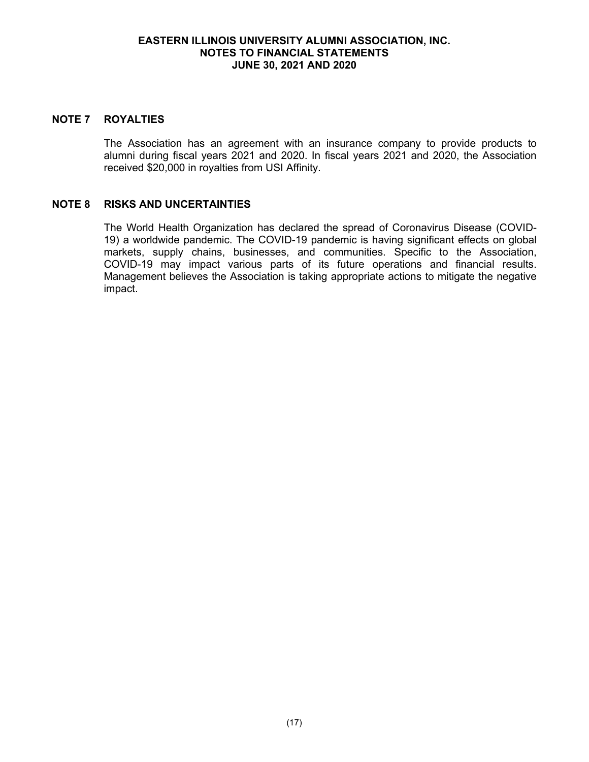## NOTE 7 ROYALTIES

The Association has an agreement with an insurance company to provide products to alumni during fiscal years 2021 and 2020. In fiscal years 2021 and 2020, the Association received $20,000 in royalties from USI Affinity.

## NOTE 8 RISKS AND UNCERTAINTIES

The World Health Organization has declared the spread of Coronavirus Disease (COVID-19) a worldwide pandemic. The COVID-19 pandemic is having significant effects on global markets, supply chains, businesses, and communities. Specific to the Association, COVID-19 may impact various parts of its future operations and financial results. Management believes the Association is taking appropriate actions to mitigate the negative impact.